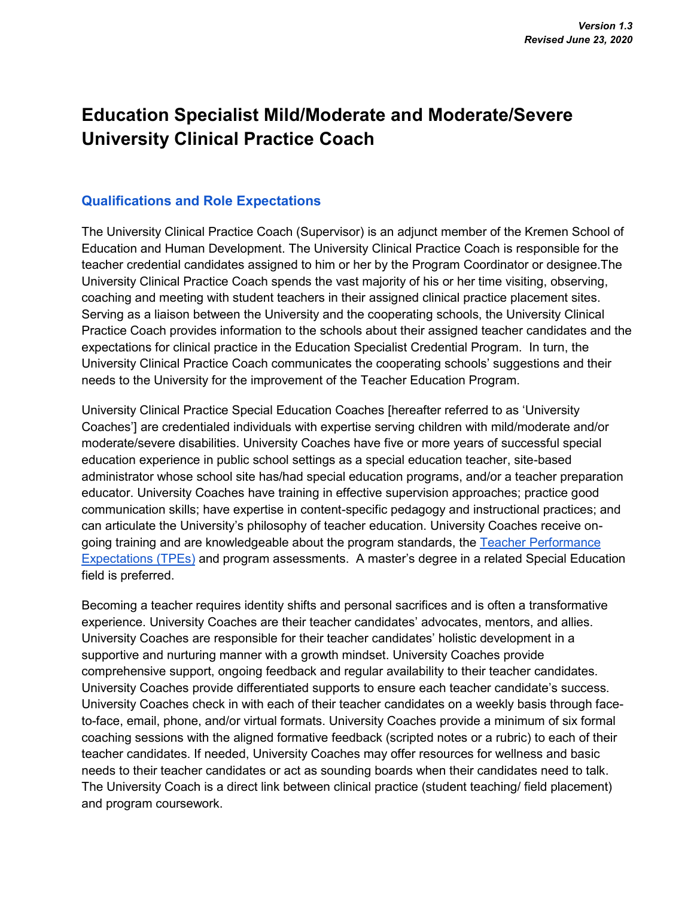*Version 1.3*
*Revised June 23, 2020*

# Education Specialist Mild/Moderate and Moderate/Severe University Clinical Practice Coach

## Qualifications and Role Expectations

The University Clinical Practice Coach (Supervisor) is an adjunct member of the Kremen School of Education and Human Development. The University Clinical Practice Coach is responsible for the teacher credential candidates assigned to him or her by the Program Coordinator or designee.The University Clinical Practice Coach spends the vast majority of his or her time visiting, observing, coaching and meeting with student teachers in their assigned clinical practice placement sites. Serving as a liaison between the University and the cooperating schools, the University Clinical Practice Coach provides information to the schools about their assigned teacher candidates and the expectations for clinical practice in the Education Specialist Credential Program. In turn, the University Clinical Practice Coach communicates the cooperating schools' suggestions and their needs to the University for the improvement of the Teacher Education Program.

University Clinical Practice Special Education Coaches [hereafter referred to as 'University Coaches'] are credentialed individuals with expertise serving children with mild/moderate and/or moderate/severe disabilities. University Coaches have five or more years of successful special education experience in public school settings as a special education teacher, site-based administrator whose school site has/had special education programs, and/or a teacher preparation educator. University Coaches have training in effective supervision approaches; practice good communication skills; have expertise in content-specific pedagogy and instructional practices; and can articulate the University's philosophy of teacher education. University Coaches receive on-going training and are knowledgeable about the program standards, the Teacher Performance Expectations (TPEs) and program assessments. A master's degree in a related Special Education field is preferred.

Becoming a teacher requires identity shifts and personal sacrifices and is often a transformative experience. University Coaches are their teacher candidates' advocates, mentors, and allies. University Coaches are responsible for their teacher candidates' holistic development in a supportive and nurturing manner with a growth mindset. University Coaches provide comprehensive support, ongoing feedback and regular availability to their teacher candidates. University Coaches provide differentiated supports to ensure each teacher candidate's success. University Coaches check in with each of their teacher candidates on a weekly basis through face-to-face, email, phone, and/or virtual formats. University Coaches provide a minimum of six formal coaching sessions with the aligned formative feedback (scripted notes or a rubric) to each of their teacher candidates. If needed, University Coaches may offer resources for wellness and basic needs to their teacher candidates or act as sounding boards when their candidates need to talk. The University Coach is a direct link between clinical practice (student teaching/ field placement) and program coursework.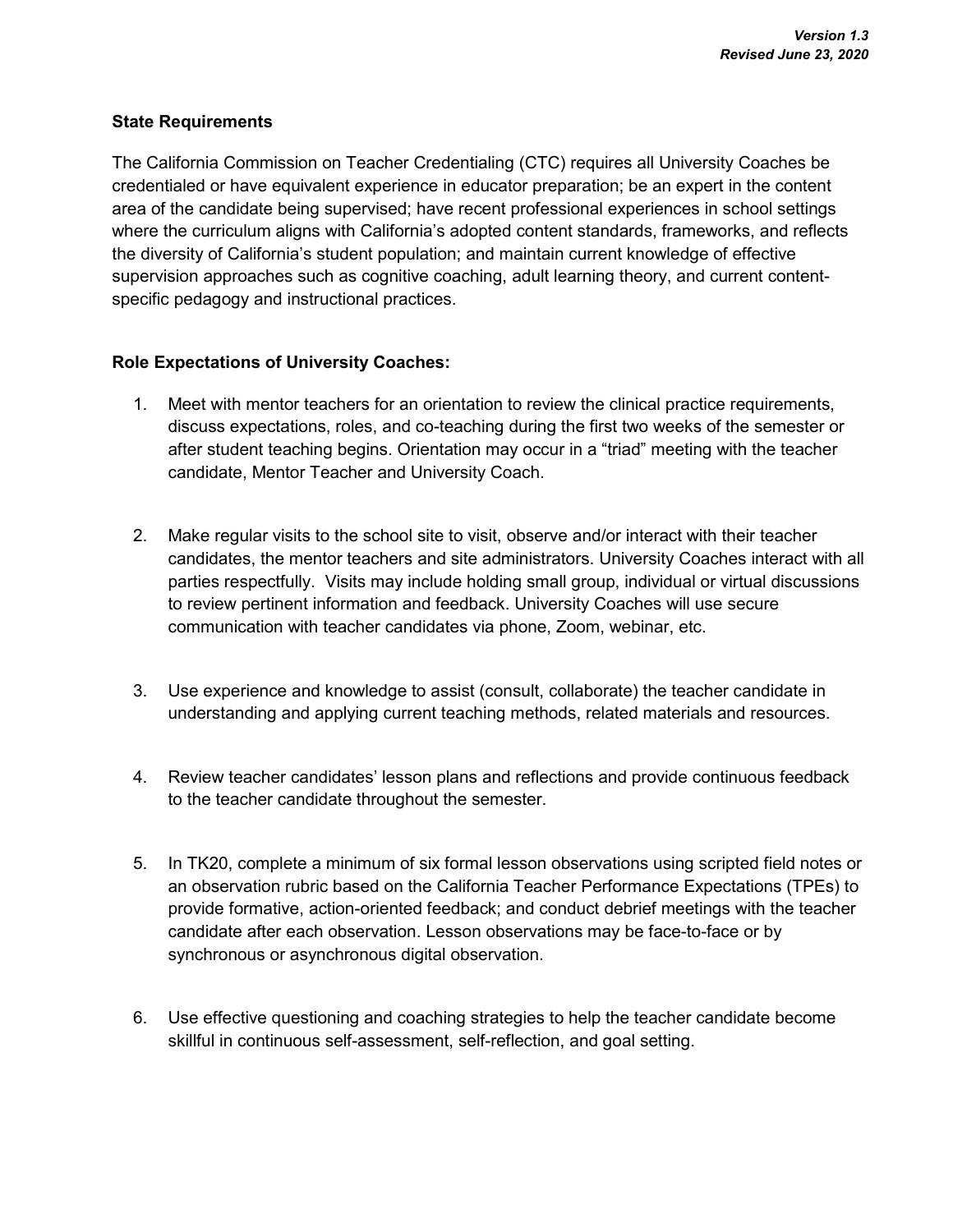**State Requirements**

The California Commission on Teacher Credentialing (CTC) requires all University Coaches be credentialed or have equivalent experience in educator preparation; be an expert in the content area of the candidate being supervised; have recent professional experiences in school settings where the curriculum aligns with California's adopted content standards, frameworks, and reflects the diversity of California's student population; and maintain current knowledge of effective supervision approaches such as cognitive coaching, adult learning theory, and current content-specific pedagogy and instructional practices.

**Role Expectations of University Coaches:**

1. Meet with mentor teachers for an orientation to review the clinical practice requirements, discuss expectations, roles, and co-teaching during the first two weeks of the semester or after student teaching begins. Orientation may occur in a "triad" meeting with the teacher candidate, Mentor Teacher and University Coach.

2. Make regular visits to the school site to visit, observe and/or interact with their teacher candidates, the mentor teachers and site administrators. University Coaches interact with all parties respectfully. Visits may include holding small group, individual or virtual discussions to review pertinent information and feedback. University Coaches will use secure communication with teacher candidates via phone, Zoom, webinar, etc.

3. Use experience and knowledge to assist (consult, collaborate) the teacher candidate in understanding and applying current teaching methods, related materials and resources.

4. Review teacher candidates' lesson plans and reflections and provide continuous feedback to the teacher candidate throughout the semester.

5. In TK20, complete a minimum of six formal lesson observations using scripted field notes or an observation rubric based on the California Teacher Performance Expectations (TPEs) to provide formative, action-oriented feedback; and conduct debrief meetings with the teacher candidate after each observation. Lesson observations may be face-to-face or by synchronous or asynchronous digital observation.

6. Use effective questioning and coaching strategies to help the teacher candidate become skillful in continuous self-assessment, self-reflection, and goal setting.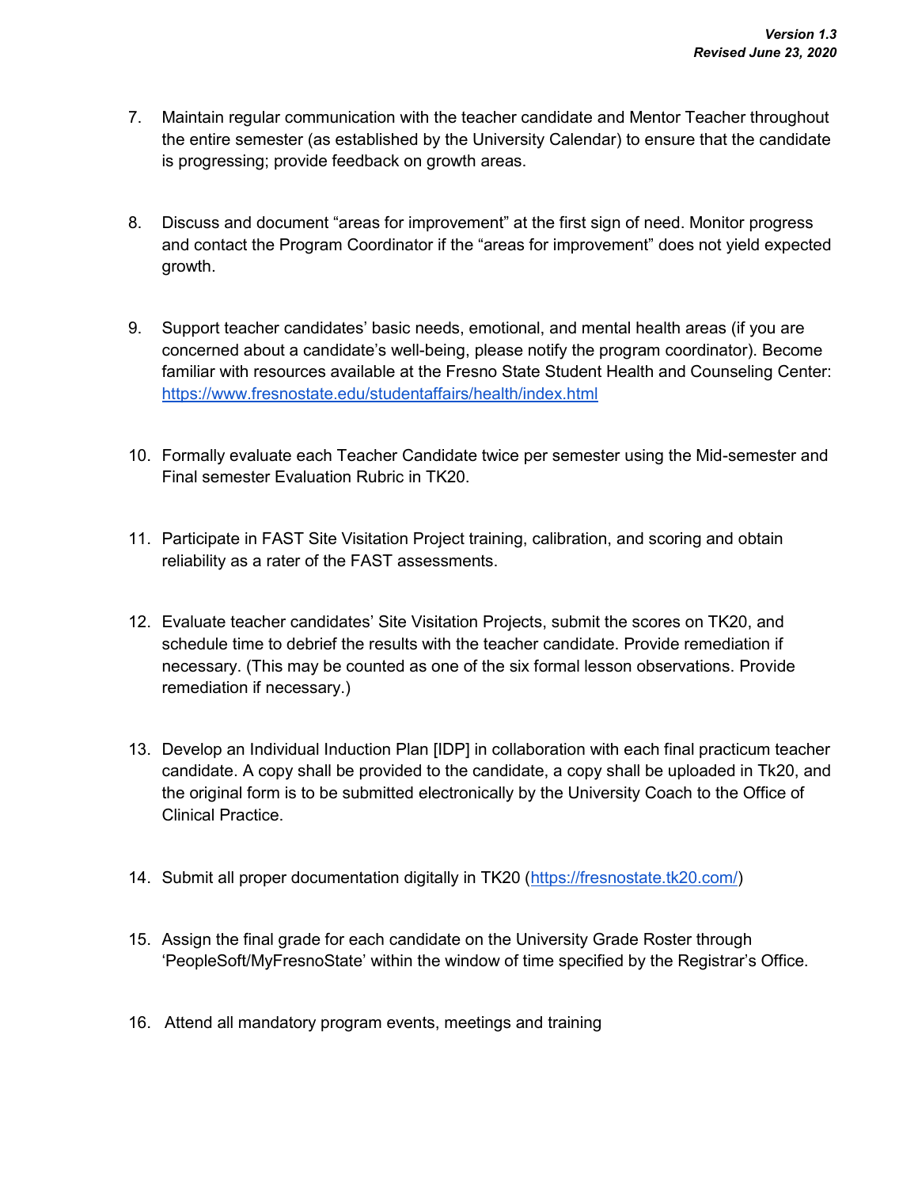7. Maintain regular communication with the teacher candidate and Mentor Teacher throughout the entire semester (as established by the University Calendar) to ensure that the candidate is progressing; provide feedback on growth areas.

8. Discuss and document "areas for improvement" at the first sign of need. Monitor progress and contact the Program Coordinator if the "areas for improvement" does not yield expected growth.

9. Support teacher candidates' basic needs, emotional, and mental health areas (if you are concerned about a candidate's well-being, please notify the program coordinator). Become familiar with resources available at the Fresno State Student Health and Counseling Center: [https://www.fresnostate.edu/studentaffairs/health/index.html](https://www.fresnostate.edu/studentaffairs/health/index.html)

10. Formally evaluate each Teacher Candidate twice per semester using the Mid-semester and Final semester Evaluation Rubric in TK20.

11. Participate in FAST Site Visitation Project training, calibration, and scoring and obtain reliability as a rater of the FAST assessments.

12. Evaluate teacher candidates' Site Visitation Projects, submit the scores on TK20, and schedule time to debrief the results with the teacher candidate. Provide remediation if necessary. (This may be counted as one of the six formal lesson observations. Provide remediation if necessary.)

13. Develop an Individual Induction Plan [IDP] in collaboration with each final practicum teacher candidate. A copy shall be provided to the candidate, a copy shall be uploaded in Tk20, and the original form is to be submitted electronically by the University Coach to the Office of Clinical Practice.

14. Submit all proper documentation digitally in TK20 ([https://fresnostate.tk20.com/](https://fresnostate.tk20.com/))

15. Assign the final grade for each candidate on the University Grade Roster through 'PeopleSoft/MyFresnoState' within the window of time specified by the Registrar's Office.

16. Attend all mandatory program events, meetings and training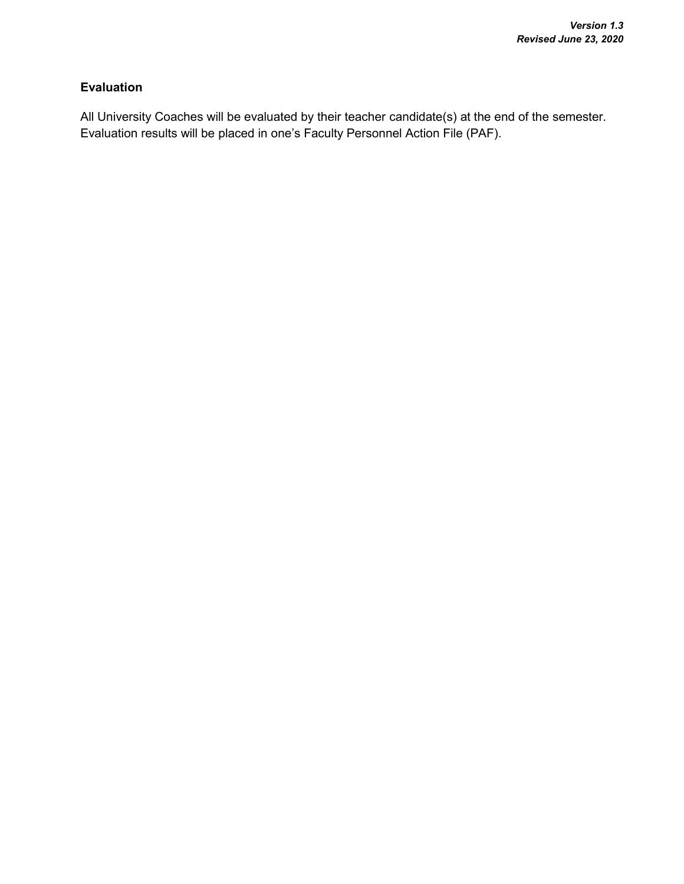## Evaluation

All University Coaches will be evaluated by their teacher candidate(s) at the end of the semester. Evaluation results will be placed in one's Faculty Personnel Action File (PAF).